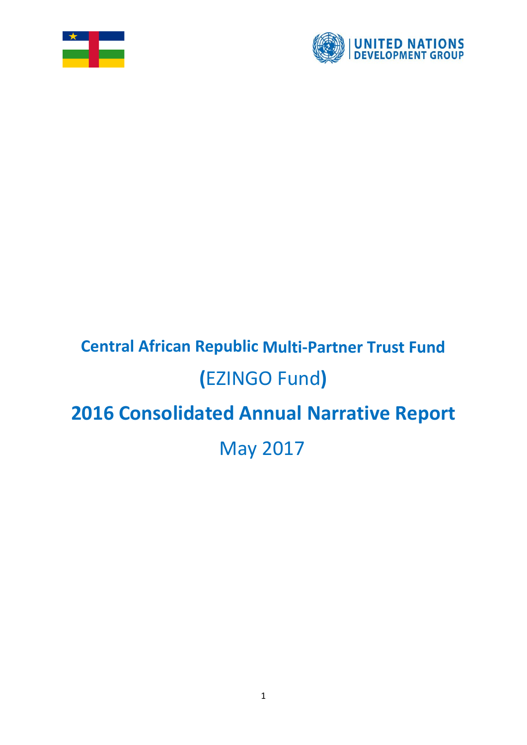UNITED NATIONS
DEVELOPMENT GROUP

# Central African Republic Multi-Partner Trust Fund

## (EZINGO Fund)

# 2016 Consolidated Annual Narrative Report

## May 2017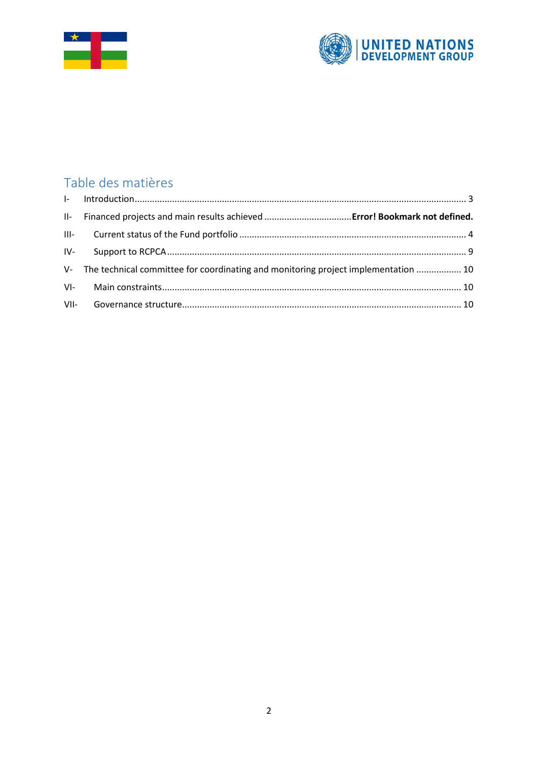## Table des matières

I- Introduction ........................................................................................................................................ 3

II- Financed projects and main results achieved ..................................**Error! Bookmark not defined.**

III- Current status of the Fund portfolio ........................................................................................ 4

IV- Support to RCPCA ..................................................................................................................... 9

V- The technical committee for coordinating and monitoring project implementation .................. 10

VI- Main constraints....................................................................................................................... 10

VII- Governance structure.............................................................................................................. 10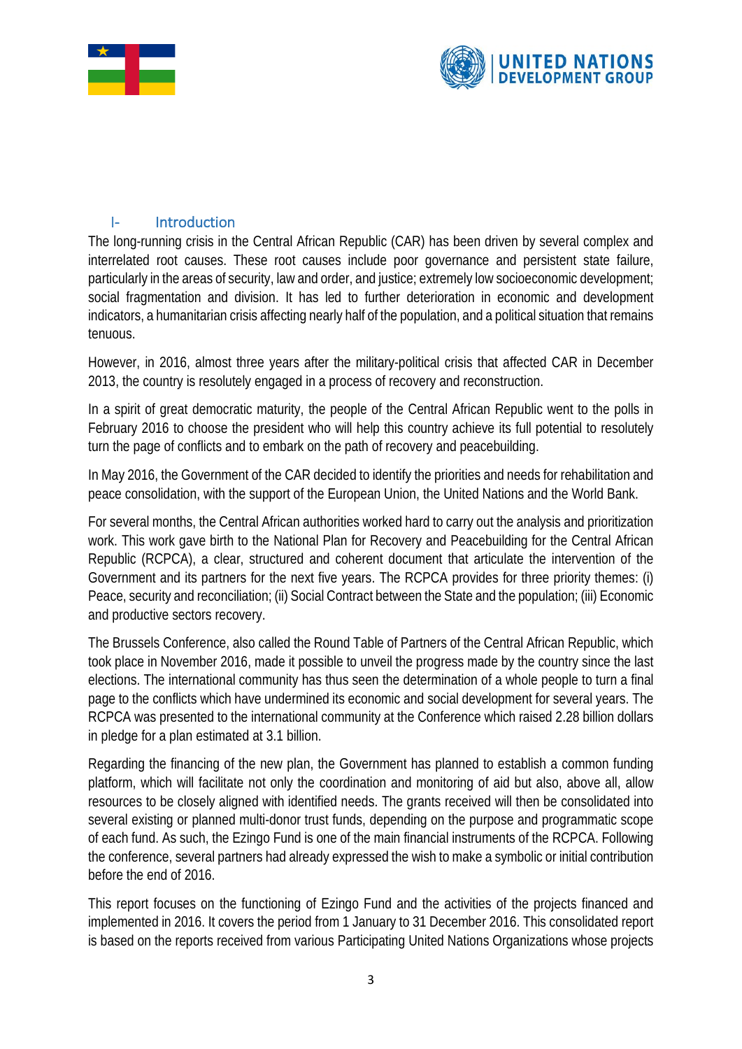# I- Introduction

The long-running crisis in the Central African Republic (CAR) has been driven by several complex and interrelated root causes. These root causes include poor governance and persistent state failure, particularly in the areas of security, law and order, and justice; extremely low socioeconomic development; social fragmentation and division. It has led to further deterioration in economic and development indicators, a humanitarian crisis affecting nearly half of the population, and a political situation that remains tenuous.

However, in 2016, almost three years after the military-political crisis that affected CAR in December 2013, the country is resolutely engaged in a process of recovery and reconstruction.

In a spirit of great democratic maturity, the people of the Central African Republic went to the polls in February 2016 to choose the president who will help this country achieve its full potential to resolutely turn the page of conflicts and to embark on the path of recovery and peacebuilding.

In May 2016, the Government of the CAR decided to identify the priorities and needs for rehabilitation and peace consolidation, with the support of the European Union, the United Nations and the World Bank.

For several months, the Central African authorities worked hard to carry out the analysis and prioritization work. This work gave birth to the National Plan for Recovery and Peacebuilding for the Central African Republic (RCPCA), a clear, structured and coherent document that articulate the intervention of the Government and its partners for the next five years. The RCPCA provides for three priority themes: (i) Peace, security and reconciliation; (ii) Social Contract between the State and the population; (iii) Economic and productive sectors recovery.

The Brussels Conference, also called the Round Table of Partners of the Central African Republic, which took place in November 2016, made it possible to unveil the progress made by the country since the last elections. The international community has thus seen the determination of a whole people to turn a final page to the conflicts which have undermined its economic and social development for several years. The RCPCA was presented to the international community at the Conference which raised 2.28 billion dollars in pledge for a plan estimated at 3.1 billion.

Regarding the financing of the new plan, the Government has planned to establish a common funding platform, which will facilitate not only the coordination and monitoring of aid but also, above all, allow resources to be closely aligned with identified needs. The grants received will then be consolidated into several existing or planned multi-donor trust funds, depending on the purpose and programmatic scope of each fund. As such, the Ezingo Fund is one of the main financial instruments of the RCPCA. Following the conference, several partners had already expressed the wish to make a symbolic or initial contribution before the end of 2016.

This report focuses on the functioning of Ezingo Fund and the activities of the projects financed and implemented in 2016. It covers the period from 1 January to 31 December 2016. This consolidated report is based on the reports received from various Participating United Nations Organizations whose projects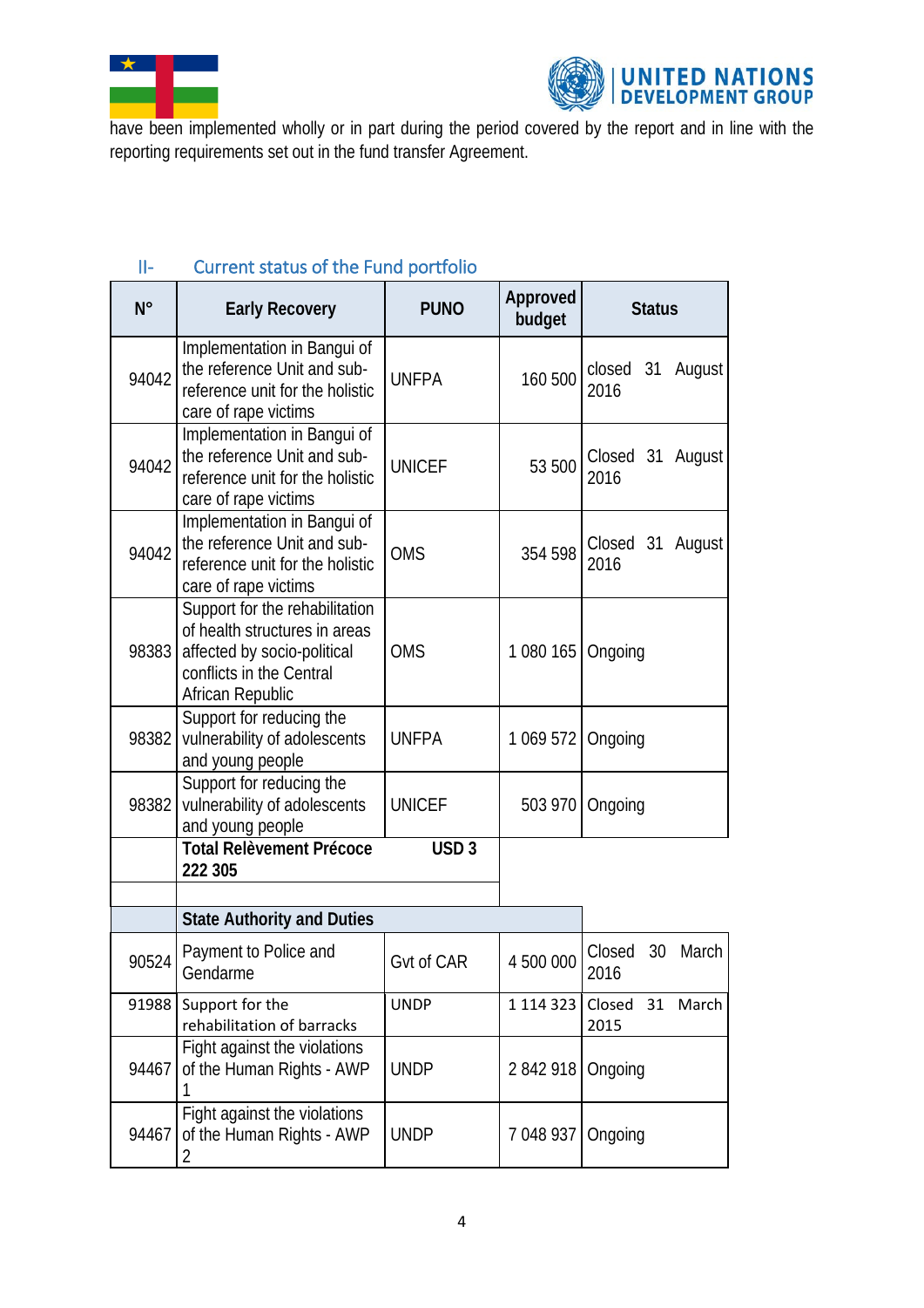have been implemented wholly or in part during the period covered by the report and in line with the reporting requirements set out in the fund transfer Agreement.

## II- Current status of the Fund portfolio

| N° | Early Recovery | PUNO | Approved budget | Status |
|---|---|---|---|---|
| 94042 | Implementation in Bangui of the reference Unit and sub-reference unit for the holistic care of rape victims | UNFPA | 160 500 | closed 31 August 2016 |
| 94042 | Implementation in Bangui of the reference Unit and sub-reference unit for the holistic care of rape victims | UNICEF | 53 500 | Closed 31 August 2016 |
| 94042 | Implementation in Bangui of the reference Unit and sub-reference unit for the holistic care of rape victims | OMS | 354 598 | Closed 31 August 2016 |
| 98383 | Support for the rehabilitation of health structures in areas affected by socio-political conflicts in the Central African Republic | OMS | 1 080 165 | Ongoing |
| 98382 | Support for reducing the vulnerability of adolescents and young people | UNFPA | 1 069 572 | Ongoing |
| 98382 | Support for reducing the vulnerability of adolescents and young people | UNICEF | 503 970 | Ongoing |
| | **Total Relèvement Précoce** | **USD 3 222 305** | | |
| | | | | |
| | **State Authority and Duties** | | | |
| 90524 | Payment to Police and Gendarme | Gvt of CAR | 4 500 000 | Closed 30 March 2016 |
| 91988 | Support for the rehabilitation of barracks | UNDP | 1 114 323 | Closed 31 March 2015 |
| 94467 | Fight against the violations of the Human Rights - AWP 1 | UNDP | 2 842 918 | Ongoing |
| 94467 | Fight against the violations of the Human Rights - AWP 2 | UNDP | 7 048 937 | Ongoing |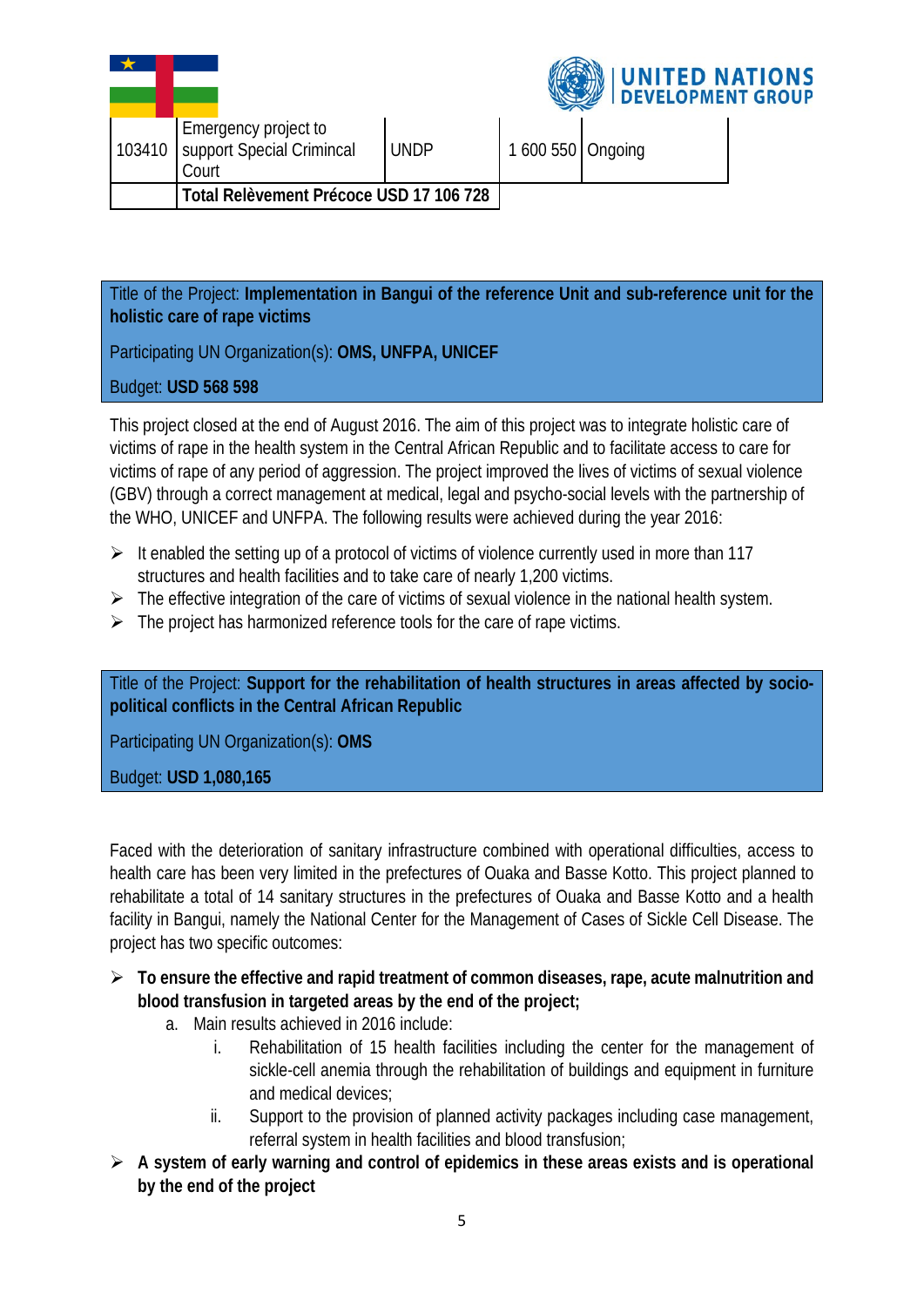| | | | | |
|---|---|---|---|---|
| 103410 | Emergency project to support Special Crimincal Court | UNDP | 1 600 550 | Ongoing |
| | **Total Relèvement Précoce USD 17 106 728** | | | |

Title of the Project: **Implementation in Bangui of the reference Unit and sub-reference unit for the holistic care of rape victims**

Participating UN Organization(s): **OMS, UNFPA, UNICEF**

Budget: **USD 568 598**

This project closed at the end of August 2016. The aim of this project was to integrate holistic care of victims of rape in the health system in the Central African Republic and to facilitate access to care for victims of rape of any period of aggression. The project improved the lives of victims of sexual violence (GBV) through a correct management at medical, legal and psycho-social levels with the partnership of the WHO, UNICEF and UNFPA. The following results were achieved during the year 2016:

- It enabled the setting up of a protocol of victims of violence currently used in more than 117 structures and health facilities and to take care of nearly 1,200 victims.
- The effective integration of the care of victims of sexual violence in the national health system.
- The project has harmonized reference tools for the care of rape victims.

Title of the Project: **Support for the rehabilitation of health structures in areas affected by socio-political conflicts in the Central African Republic**

Participating UN Organization(s): **OMS**

Budget: **USD 1,080,165**

Faced with the deterioration of sanitary infrastructure combined with operational difficulties, access to health care has been very limited in the prefectures of Ouaka and Basse Kotto. This project planned to rehabilitate a total of 14 sanitary structures in the prefectures of Ouaka and Basse Kotto and a health facility in Bangui, namely the National Center for the Management of Cases of Sickle Cell Disease. The project has two specific outcomes:

- **To ensure the effective and rapid treatment of common diseases, rape, acute malnutrition and blood transfusion in targeted areas by the end of the project;**
  a. Main results achieved in 2016 include:
     i. Rehabilitation of 15 health facilities including the center for the management of sickle-cell anemia through the rehabilitation of buildings and equipment in furniture and medical devices;
     ii. Support to the provision of planned activity packages including case management, referral system in health facilities and blood transfusion;
- **A system of early warning and control of epidemics in these areas exists and is operational by the end of the project**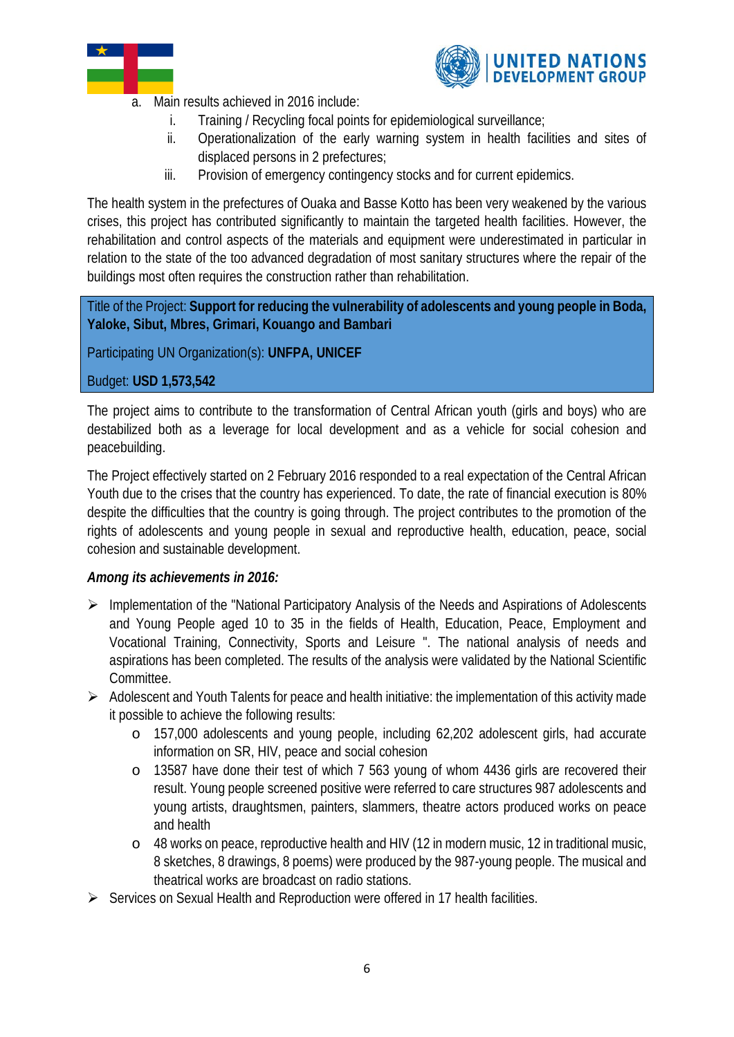a. Main results achieved in 2016 include:
    i. Training / Recycling focal points for epidemiological surveillance;
    ii. Operationalization of the early warning system in health facilities and sites of displaced persons in 2 prefectures;
    iii. Provision of emergency contingency stocks and for current epidemics.

The health system in the prefectures of Ouaka and Basse Kotto has been very weakened by the various crises, this project has contributed significantly to maintain the targeted health facilities. However, the rehabilitation and control aspects of the materials and equipment were underestimated in particular in relation to the state of the too advanced degradation of most sanitary structures where the repair of the buildings most often requires the construction rather than rehabilitation.

| Title of the Project: **Support for reducing the vulnerability of adolescents and young people in Boda, Yaloke, Sibut, Mbres, Grimari, Kouango and Bambari** |
|---|
| Participating UN Organization(s): **UNFPA, UNICEF** |
| Budget: **USD 1,573,542** |

The project aims to contribute to the transformation of Central African youth (girls and boys) who are destabilized both as a leverage for local development and as a vehicle for social cohesion and peacebuilding.

The Project effectively started on 2 February 2016 responded to a real expectation of the Central African Youth due to the crises that the country has experienced. To date, the rate of financial execution is 80% despite the difficulties that the country is going through. The project contributes to the promotion of the rights of adolescents and young people in sexual and reproductive health, education, peace, social cohesion and sustainable development.

***Among its achievements in 2016:***

- Implementation of the "National Participatory Analysis of the Needs and Aspirations of Adolescents and Young People aged 10 to 35 in the fields of Health, Education, Peace, Employment and Vocational Training, Connectivity, Sports and Leisure ". The national analysis of needs and aspirations has been completed. The results of the analysis were validated by the National Scientific Committee.
- Adolescent and Youth Talents for peace and health initiative: the implementation of this activity made it possible to achieve the following results:
    - 157,000 adolescents and young people, including 62,202 adolescent girls, had accurate information on SR, HIV, peace and social cohesion
    - 13587 have done their test of which 7 563 young of whom 4436 girls are recovered their result. Young people screened positive were referred to care structures 987 adolescents and young artists, draughtsmen, painters, slammers, theatre actors produced works on peace and health
    - 48 works on peace, reproductive health and HIV (12 in modern music, 12 in traditional music, 8 sketches, 8 drawings, 8 poems) were produced by the 987-young people. The musical and theatrical works are broadcast on radio stations.
- Services on Sexual Health and Reproduction were offered in 17 health facilities.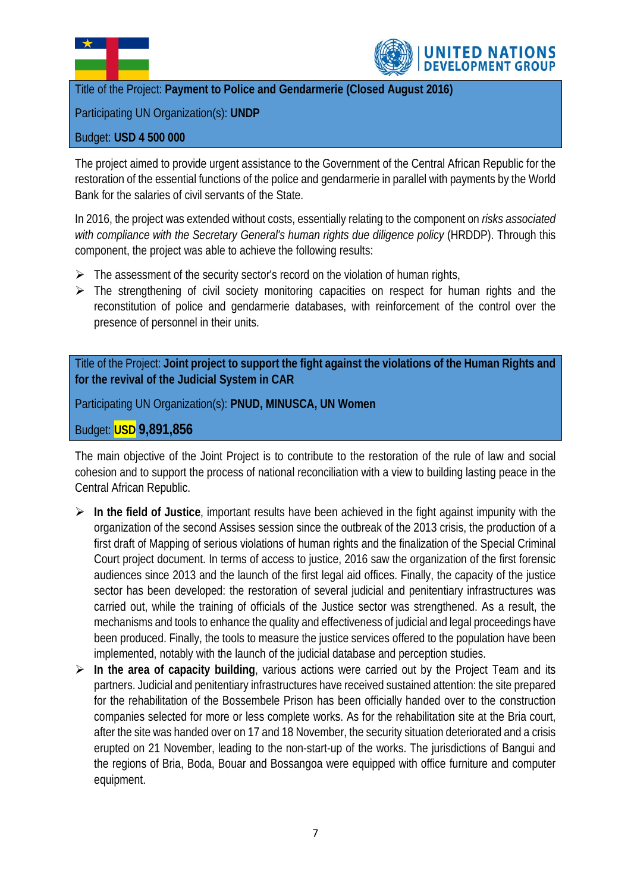Title of the Project: **Payment to Police and Gendarmerie (Closed August 2016)**

Participating UN Organization(s): **UNDP**

Budget: **USD 4 500 000**

The project aimed to provide urgent assistance to the Government of the Central African Republic for the restoration of the essential functions of the police and gendarmerie in parallel with payments by the World Bank for the salaries of civil servants of the State.

In 2016, the project was extended without costs, essentially relating to the component on *risks associated with compliance with the Secretary General's human rights due diligence policy* (HRDDP). Through this component, the project was able to achieve the following results:

- The assessment of the security sector's record on the violation of human rights,
- The strengthening of civil society monitoring capacities on respect for human rights and the reconstitution of police and gendarmerie databases, with reinforcement of the control over the presence of personnel in their units.

Title of the Project: **Joint project to support the fight against the violations of the Human Rights and for the revival of the Judicial System in CAR**

Participating UN Organization(s): **PNUD, MINUSCA, UN Women**

Budget: **USD 9,891,856**

The main objective of the Joint Project is to contribute to the restoration of the rule of law and social cohesion and to support the process of national reconciliation with a view to building lasting peace in the Central African Republic.

- **In the field of Justice**, important results have been achieved in the fight against impunity with the organization of the second Assises session since the outbreak of the 2013 crisis, the production of a first draft of Mapping of serious violations of human rights and the finalization of the Special Criminal Court project document. In terms of access to justice, 2016 saw the organization of the first forensic audiences since 2013 and the launch of the first legal aid offices. Finally, the capacity of the justice sector has been developed: the restoration of several judicial and penitentiary infrastructures was carried out, while the training of officials of the Justice sector was strengthened. As a result, the mechanisms and tools to enhance the quality and effectiveness of judicial and legal proceedings have been produced. Finally, the tools to measure the justice services offered to the population have been implemented, notably with the launch of the judicial database and perception studies.
- **In the area of capacity building**, various actions were carried out by the Project Team and its partners. Judicial and penitentiary infrastructures have received sustained attention: the site prepared for the rehabilitation of the Bossembele Prison has been officially handed over to the construction companies selected for more or less complete works. As for the rehabilitation site at the Bria court, after the site was handed over on 17 and 18 November, the security situation deteriorated and a crisis erupted on 21 November, leading to the non-start-up of the works. The jurisdictions of Bangui and the regions of Bria, Boda, Bouar and Bossangoa were equipped with office furniture and computer equipment.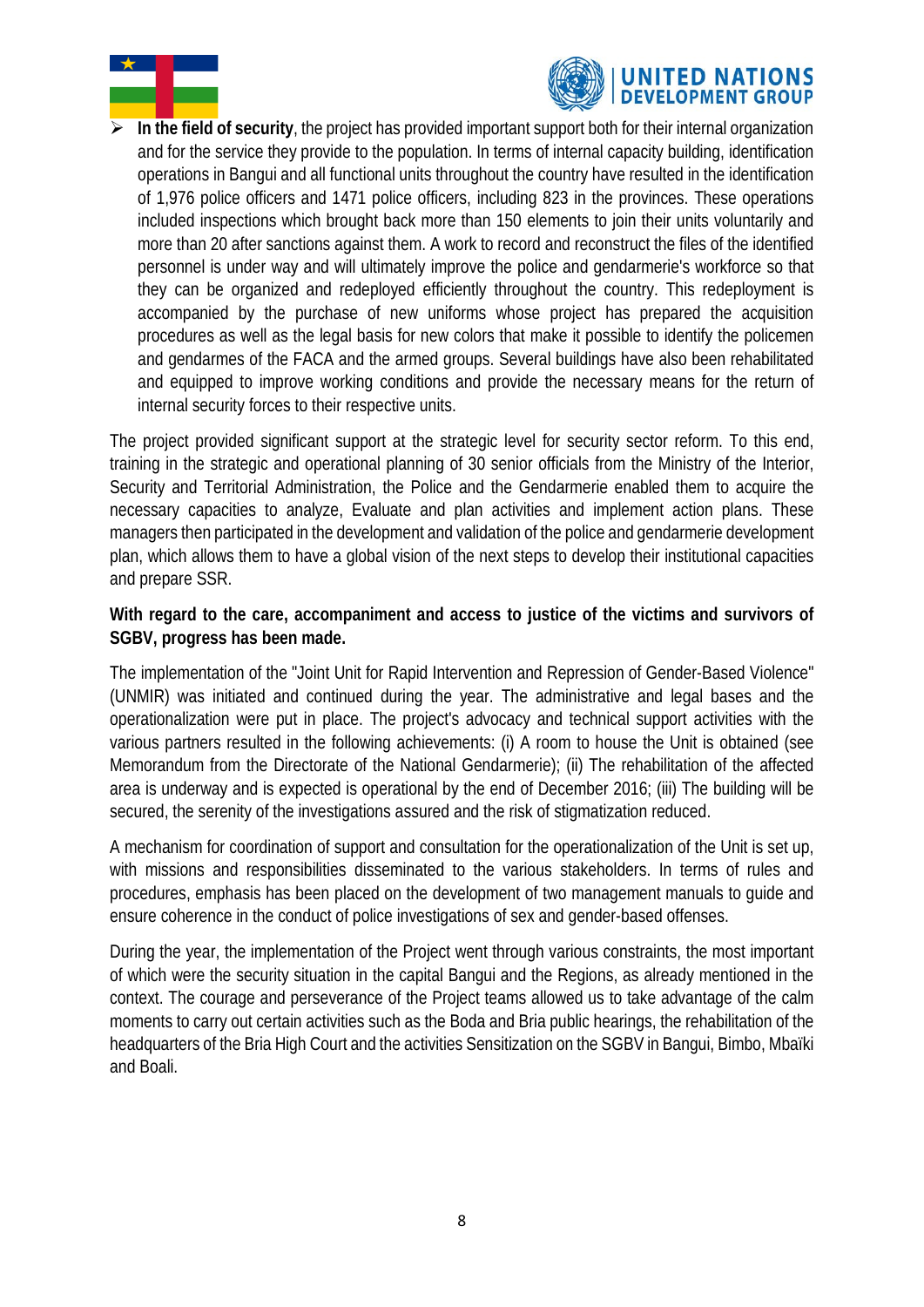- **In the field of security**, the project has provided important support both for their internal organization and for the service they provide to the population. In terms of internal capacity building, identification operations in Bangui and all functional units throughout the country have resulted in the identification of 1,976 police officers and 1471 police officers, including 823 in the provinces. These operations included inspections which brought back more than 150 elements to join their units voluntarily and more than 20 after sanctions against them. A work to record and reconstruct the files of the identified personnel is under way and will ultimately improve the police and gendarmerie's workforce so that they can be organized and redeployed efficiently throughout the country. This redeployment is accompanied by the purchase of new uniforms whose project has prepared the acquisition procedures as well as the legal basis for new colors that make it possible to identify the policemen and gendarmes of the FACA and the armed groups. Several buildings have also been rehabilitated and equipped to improve working conditions and provide the necessary means for the return of internal security forces to their respective units.

The project provided significant support at the strategic level for security sector reform. To this end, training in the strategic and operational planning of 30 senior officials from the Ministry of the Interior, Security and Territorial Administration, the Police and the Gendarmerie enabled them to acquire the necessary capacities to analyze, Evaluate and plan activities and implement action plans. These managers then participated in the development and validation of the police and gendarmerie development plan, which allows them to have a global vision of the next steps to develop their institutional capacities and prepare SSR.

**With regard to the care, accompaniment and access to justice of the victims and survivors of SGBV, progress has been made.**

The implementation of the "Joint Unit for Rapid Intervention and Repression of Gender-Based Violence" (UNMIR) was initiated and continued during the year. The administrative and legal bases and the operationalization were put in place. The project's advocacy and technical support activities with the various partners resulted in the following achievements: (i) A room to house the Unit is obtained (see Memorandum from the Directorate of the National Gendarmerie); (ii) The rehabilitation of the affected area is underway and is expected is operational by the end of December 2016; (iii) The building will be secured, the serenity of the investigations assured and the risk of stigmatization reduced.

A mechanism for coordination of support and consultation for the operationalization of the Unit is set up, with missions and responsibilities disseminated to the various stakeholders. In terms of rules and procedures, emphasis has been placed on the development of two management manuals to guide and ensure coherence in the conduct of police investigations of sex and gender-based offenses.

During the year, the implementation of the Project went through various constraints, the most important of which were the security situation in the capital Bangui and the Regions, as already mentioned in the context. The courage and perseverance of the Project teams allowed us to take advantage of the calm moments to carry out certain activities such as the Boda and Bria public hearings, the rehabilitation of the headquarters of the Bria High Court and the activities Sensitization on the SGBV in Bangui, Bimbo, Mbaïki and Boali.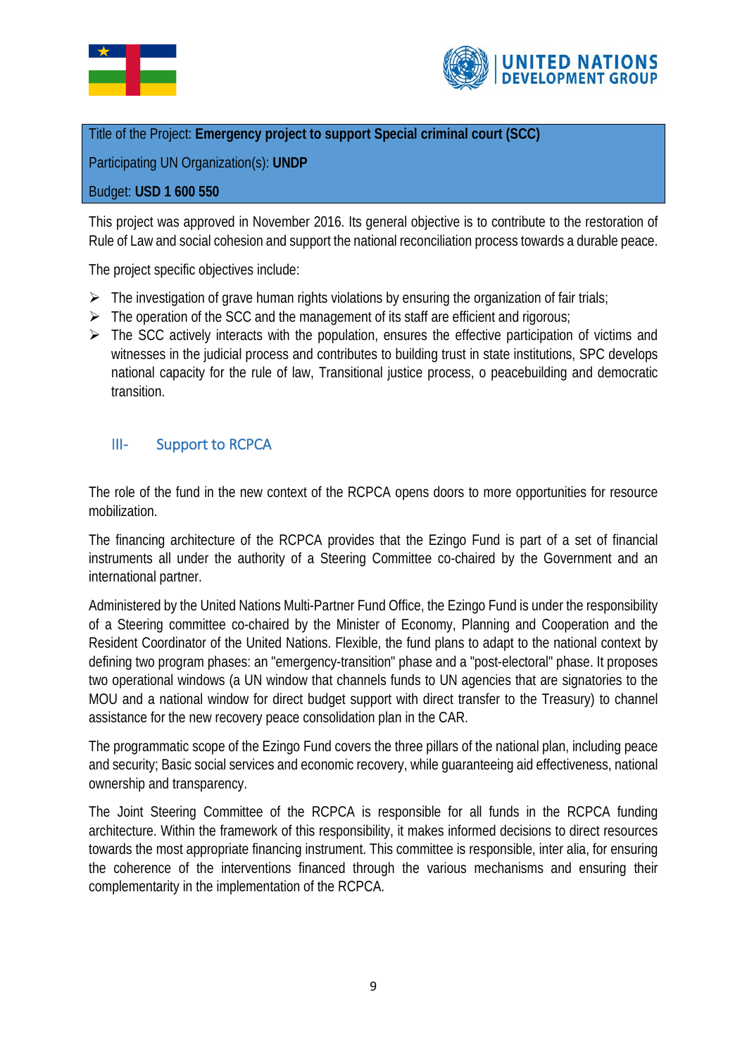| Title of the Project: **Emergency project to support Special criminal court (SCC)** |
| --- |
| Participating UN Organization(s): **UNDP** |
| Budget: **USD 1 600 550** |

This project was approved in November 2016. Its general objective is to contribute to the restoration of Rule of Law and social cohesion and support the national reconciliation process towards a durable peace.

The project specific objectives include:

- The investigation of grave human rights violations by ensuring the organization of fair trials;
- The operation of the SCC and the management of its staff are efficient and rigorous;
- The SCC actively interacts with the population, ensures the effective participation of victims and witnesses in the judicial process and contributes to building trust in state institutions, SPC develops national capacity for the rule of law, Transitional justice process, o peacebuilding and democratic transition.

## III- Support to RCPCA

The role of the fund in the new context of the RCPCA opens doors to more opportunities for resource mobilization.

The financing architecture of the RCPCA provides that the Ezingo Fund is part of a set of financial instruments all under the authority of a Steering Committee co-chaired by the Government and an international partner.

Administered by the United Nations Multi-Partner Fund Office, the Ezingo Fund is under the responsibility of a Steering committee co-chaired by the Minister of Economy, Planning and Cooperation and the Resident Coordinator of the United Nations. Flexible, the fund plans to adapt to the national context by defining two program phases: an "emergency-transition" phase and a "post-electoral" phase. It proposes two operational windows (a UN window that channels funds to UN agencies that are signatories to the MOU and a national window for direct budget support with direct transfer to the Treasury) to channel assistance for the new recovery peace consolidation plan in the CAR.

The programmatic scope of the Ezingo Fund covers the three pillars of the national plan, including peace and security; Basic social services and economic recovery, while guaranteeing aid effectiveness, national ownership and transparency.

The Joint Steering Committee of the RCPCA is responsible for all funds in the RCPCA funding architecture. Within the framework of this responsibility, it makes informed decisions to direct resources towards the most appropriate financing instrument. This committee is responsible, inter alia, for ensuring the coherence of the interventions financed through the various mechanisms and ensuring their complementarity in the implementation of the RCPCA.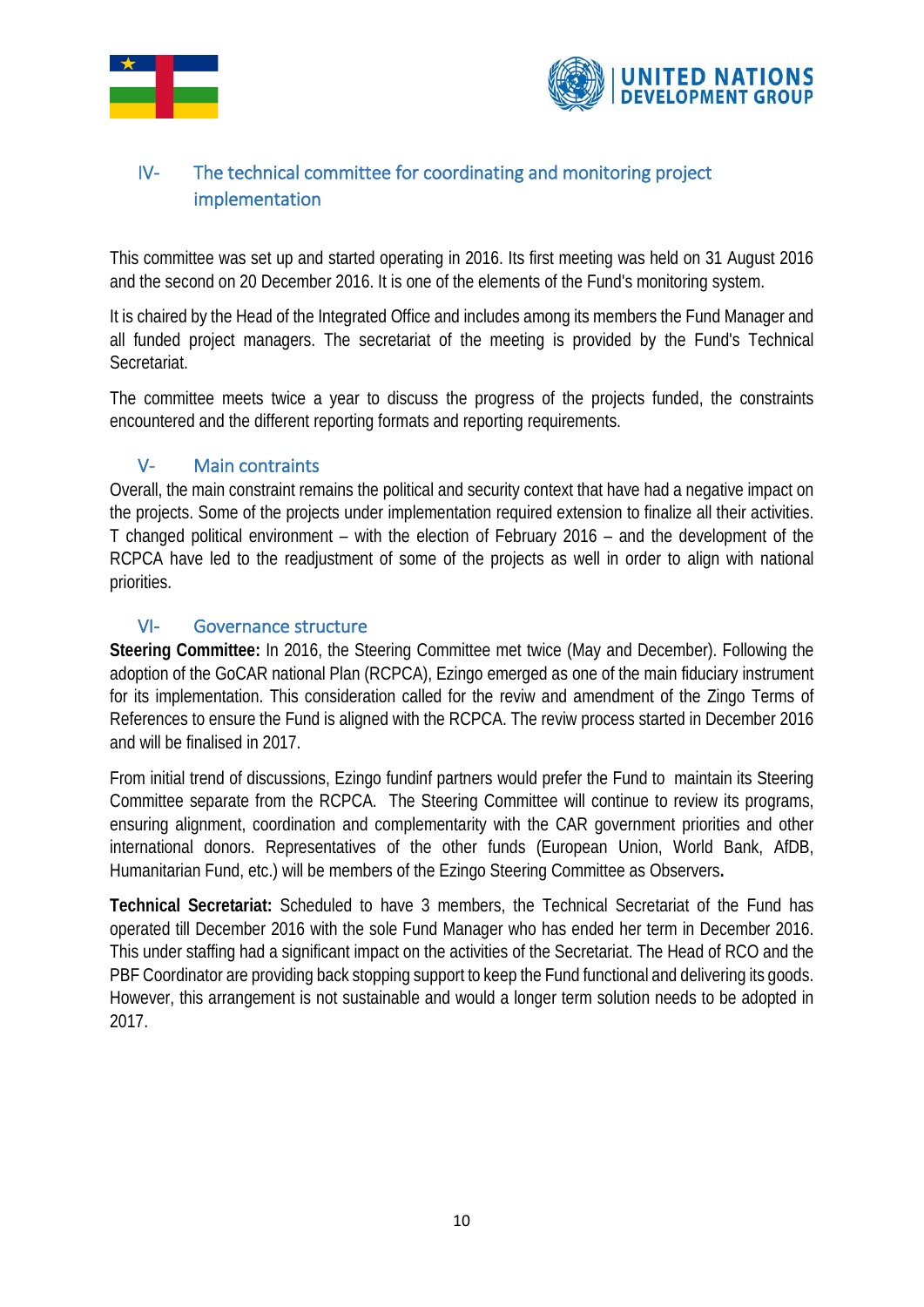## IV- The technical committee for coordinating and monitoring project implementation

This committee was set up and started operating in 2016. Its first meeting was held on 31 August 2016 and the second on 20 December 2016. It is one of the elements of the Fund's monitoring system.

It is chaired by the Head of the Integrated Office and includes among its members the Fund Manager and all funded project managers. The secretariat of the meeting is provided by the Fund's Technical Secretariat.

The committee meets twice a year to discuss the progress of the projects funded, the constraints encountered and the different reporting formats and reporting requirements.

## V- Main contraints

Overall, the main constraint remains the political and security context that have had a negative impact on the projects. Some of the projects under implementation required extension to finalize all their activities. T changed political environment – with the election of February 2016 – and the development of the RCPCA have led to the readjustment of some of the projects as well in order to align with national priorities.

## VI- Governance structure

**Steering Committee:** In 2016, the Steering Committee met twice (May and December). Following the adoption of the GoCAR national Plan (RCPCA), Ezingo emerged as one of the main fiduciary instrument for its implementation. This consideration called for the reviw and amendment of the Zingo Terms of References to ensure the Fund is aligned with the RCPCA. The reviw process started in December 2016 and will be finalised in 2017.

From initial trend of discussions, Ezingo fundinf partners would prefer the Fund to maintain its Steering Committee separate from the RCPCA. The Steering Committee will continue to review its programs, ensuring alignment, coordination and complementarity with the CAR government priorities and other international donors. Representatives of the other funds (European Union, World Bank, AfDB, Humanitarian Fund, etc.) will be members of the Ezingo Steering Committee as Observers**.**

**Technical Secretariat:** Scheduled to have 3 members, the Technical Secretariat of the Fund has operated till December 2016 with the sole Fund Manager who has ended her term in December 2016. This under staffing had a significant impact on the activities of the Secretariat. The Head of RCO and the PBF Coordinator are providing back stopping support to keep the Fund functional and delivering its goods. However, this arrangement is not sustainable and would a longer term solution needs to be adopted in 2017.